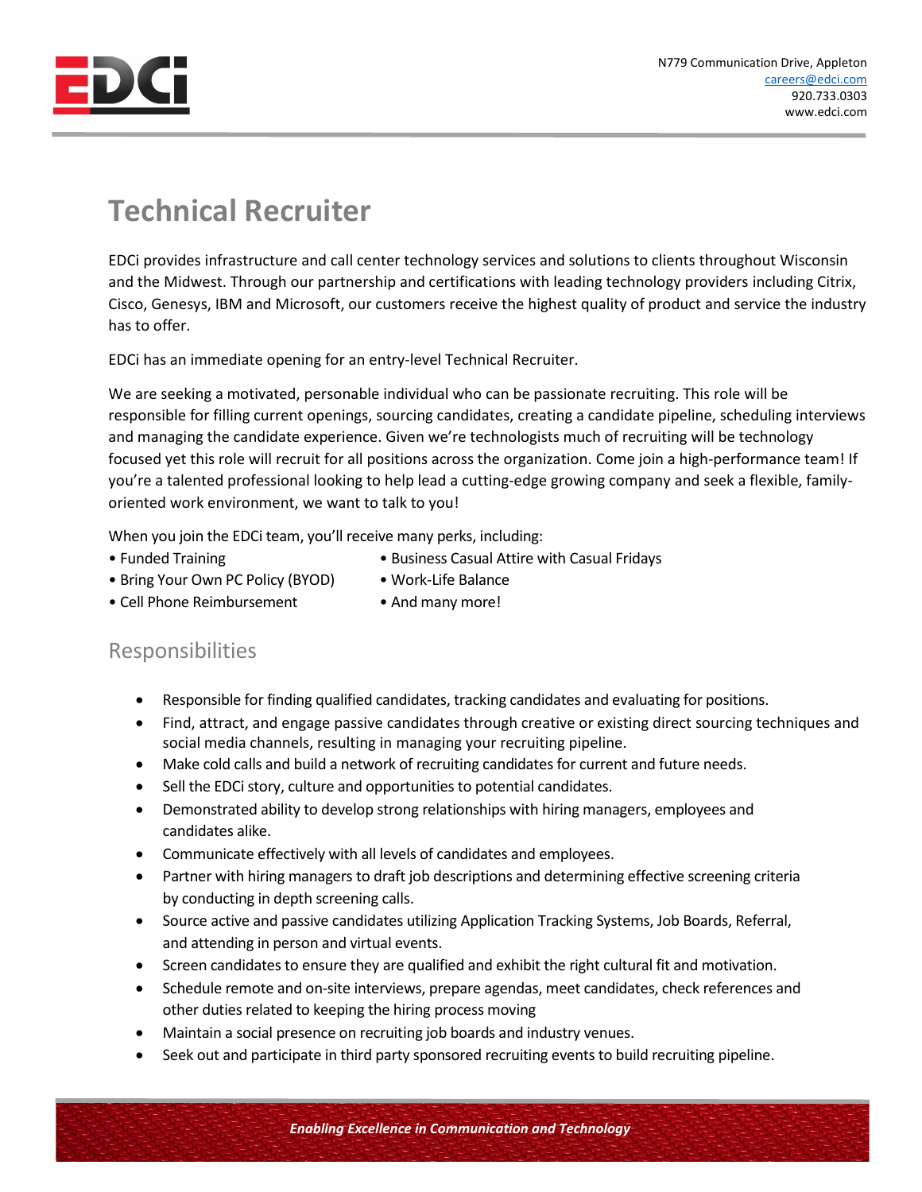N779 Communication Drive, Appleton
careers@edci.com
920.733.0303
www.edci.com

# Technical Recruiter

EDCi provides infrastructure and call center technology services and solutions to clients throughout Wisconsin and the Midwest. Through our partnership and certifications with leading technology providers including Citrix, Cisco, Genesys, IBM and Microsoft, our customers receive the highest quality of product and service the industry has to offer.

EDCi has an immediate opening for an entry-level Technical Recruiter.

We are seeking a motivated, personable individual who can be passionate recruiting. This role will be responsible for filling current openings, sourcing candidates, creating a candidate pipeline, scheduling interviews and managing the candidate experience. Given we're technologists much of recruiting will be technology focused yet this role will recruit for all positions across the organization. Come join a high-performance team! If you're a talented professional looking to help lead a cutting-edge growing company and seek a flexible, family-oriented work environment, we want to talk to you!

When you join the EDCi team, you'll receive many perks, including:

- Funded Training
- Bring Your Own PC Policy (BYOD)
- Cell Phone Reimbursement
- Business Casual Attire with Casual Fridays
- Work-Life Balance
- And many more!

## Responsibilities

- Responsible for finding qualified candidates, tracking candidates and evaluating for positions.
- Find, attract, and engage passive candidates through creative or existing direct sourcing techniques and social media channels, resulting in managing your recruiting pipeline.
- Make cold calls and build a network of recruiting candidates for current and future needs.
- Sell the EDCi story, culture and opportunities to potential candidates.
- Demonstrated ability to develop strong relationships with hiring managers, employees and candidates alike.
- Communicate effectively with all levels of candidates and employees.
- Partner with hiring managers to draft job descriptions and determining effective screening criteria by conducting in depth screening calls.
- Source active and passive candidates utilizing Application Tracking Systems, Job Boards, Referral, and attending in person and virtual events.
- Screen candidates to ensure they are qualified and exhibit the right cultural fit and motivation.
- Schedule remote and on-site interviews, prepare agendas, meet candidates, check references and other duties related to keeping the hiring process moving
- Maintain a social presence on recruiting job boards and industry venues.
- Seek out and participate in third party sponsored recruiting events to build recruiting pipeline.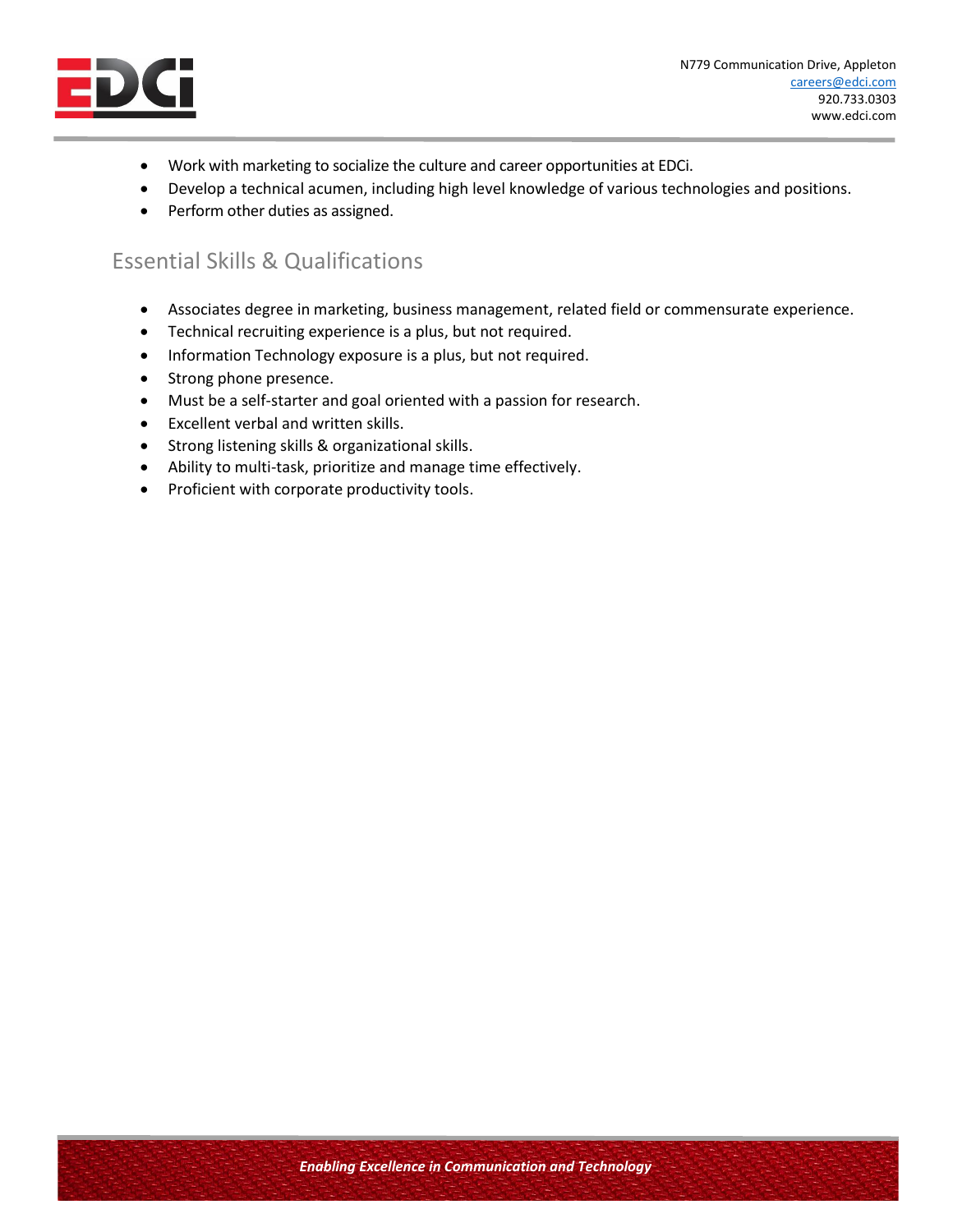- Work with marketing to socialize the culture and career opportunities at EDCi.
- Develop a technical acumen, including high level knowledge of various technologies and positions.
- Perform other duties as assigned.

## Essential Skills & Qualifications

- Associates degree in marketing, business management, related field or commensurate experience.
- Technical recruiting experience is a plus, but not required.
- Information Technology exposure is a plus, but not required.
- Strong phone presence.
- Must be a self-starter and goal oriented with a passion for research.
- Excellent verbal and written skills.
- Strong listening skills & organizational skills.
- Ability to multi-task, prioritize and manage time effectively.
- Proficient with corporate productivity tools.